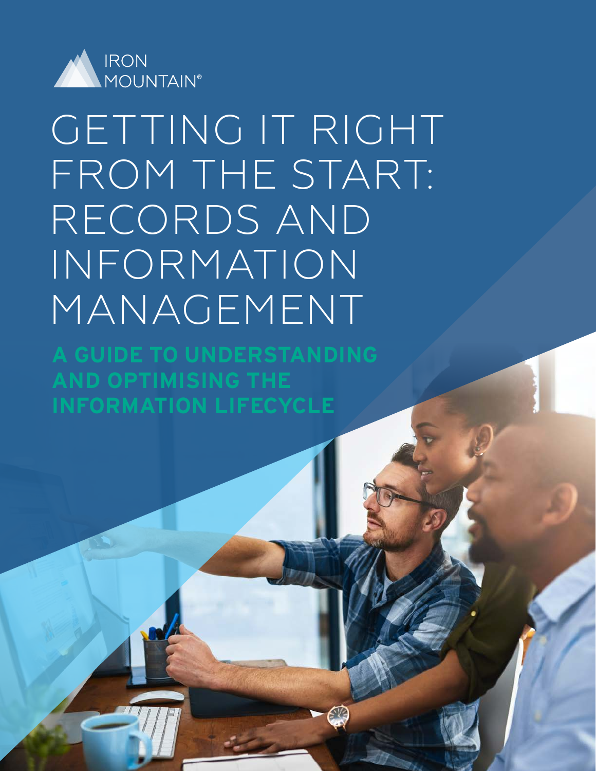IRON MOUNTAIN®

# GETTING IT RIGHT FROM THE START: RECORDS AND INFORMATION MANAGEMENT

## A GUIDE TO UNDERSTANDING AND OPTIMISING THE INFORMATION LIFECYCLE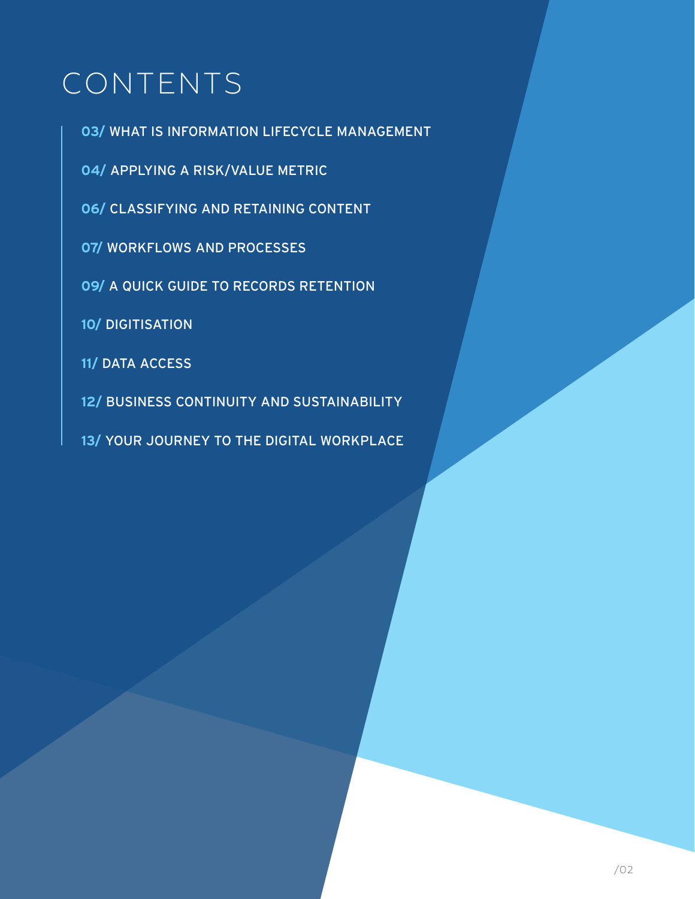# CONTENTS

**03/** WHAT IS INFORMATION LIFECYCLE MANAGEMENT

**04/** APPLYING A RISK/VALUE METRIC

**06/** CLASSIFYING AND RETAINING CONTENT

**07/** WORKFLOWS AND PROCESSES

**09/** A QUICK GUIDE TO RECORDS RETENTION

**10/** DIGITISATION

**11/** DATA ACCESS

**12/** BUSINESS CONTINUITY AND SUSTAINABILITY

**13/** YOUR JOURNEY TO THE DIGITAL WORKPLACE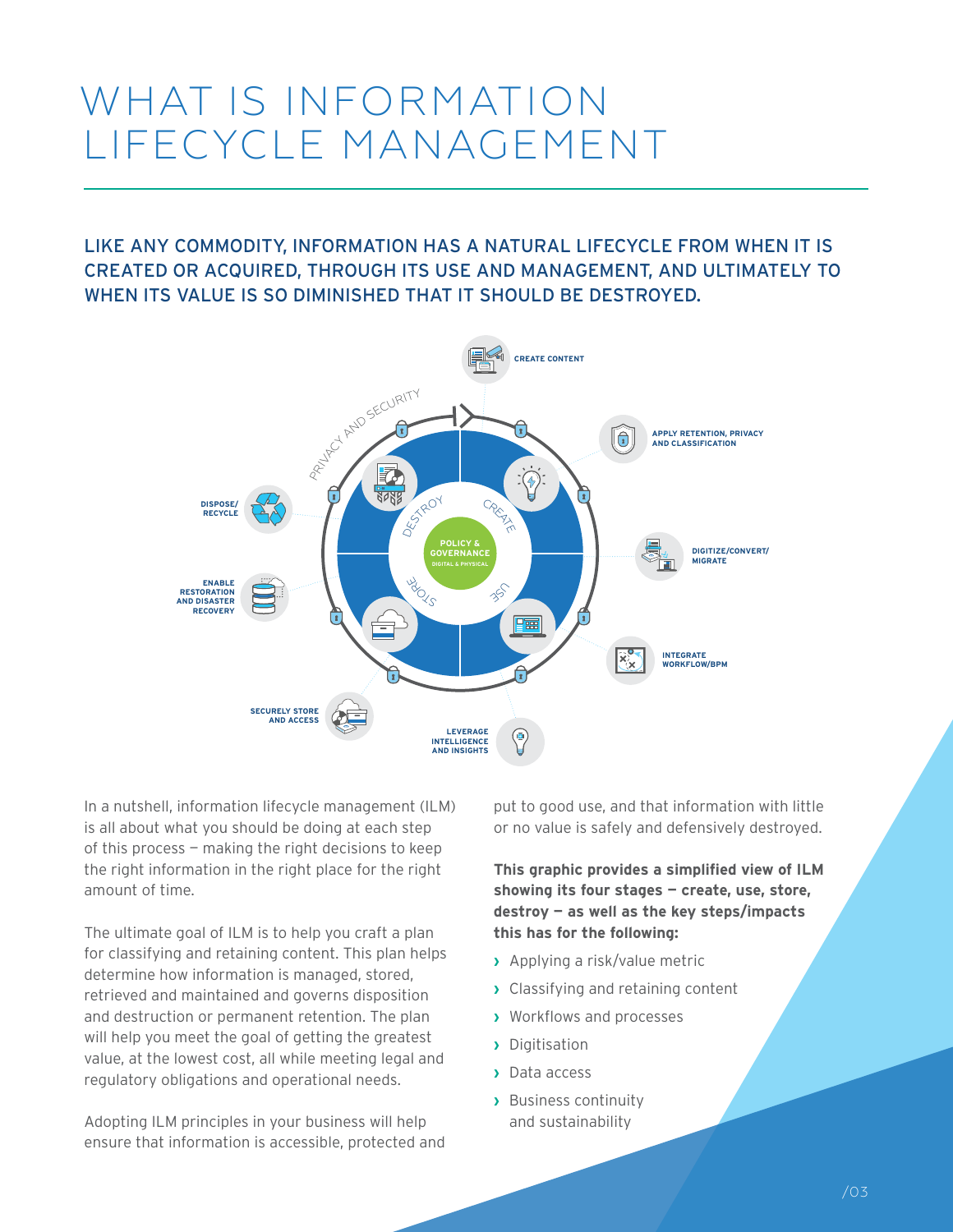# WHAT IS INFORMATION LIFECYCLE MANAGEMENT

## LIKE ANY COMMODITY, INFORMATION HAS A NATURAL LIFECYCLE FROM WHEN IT IS CREATED OR ACQUIRED, THROUGH ITS USE AND MANAGEMENT, AND ULTIMATELY TO WHEN ITS VALUE IS SO DIMINISHED THAT IT SHOULD BE DESTROYED.

CREATE CONTENT

APPLY RETENTION, PRIVACY AND CLASSIFICATION

DIGITIZE/CONVERT/ MIGRATE

INTEGRATE WORKFLOW/BPM

LEVERAGE INTELLIGENCE AND INSIGHTS

SECURELY STORE AND ACCESS

ENABLE RESTORATION AND DISASTER RECOVERY

DISPOSE/ RECYCLE

PRIVACY AND SECURITY

DESTROY

CREATE

STORE

USE

POLICY & GOVERNANCE

DIGITAL & PHYSICAL

In a nutshell, information lifecycle management (ILM) is all about what you should be doing at each step of this process – making the right decisions to keep the right information in the right place for the right amount of time.

The ultimate goal of ILM is to help you craft a plan for classifying and retaining content. This plan helps determine how information is managed, stored, retrieved and maintained and governs disposition and destruction or permanent retention. The plan will help you meet the goal of getting the greatest value, at the lowest cost, all while meeting legal and regulatory obligations and operational needs.

Adopting ILM principles in your business will help ensure that information is accessible, protected and put to good use, and that information with little or no value is safely and defensively destroyed.

**This graphic provides a simplified view of ILM showing its four stages – create, use, store, destroy – as well as the key steps/impacts this has for the following:**

- Applying a risk/value metric
- Classifying and retaining content
- Workflows and processes
- Digitisation
- Data access
- Business continuity and sustainability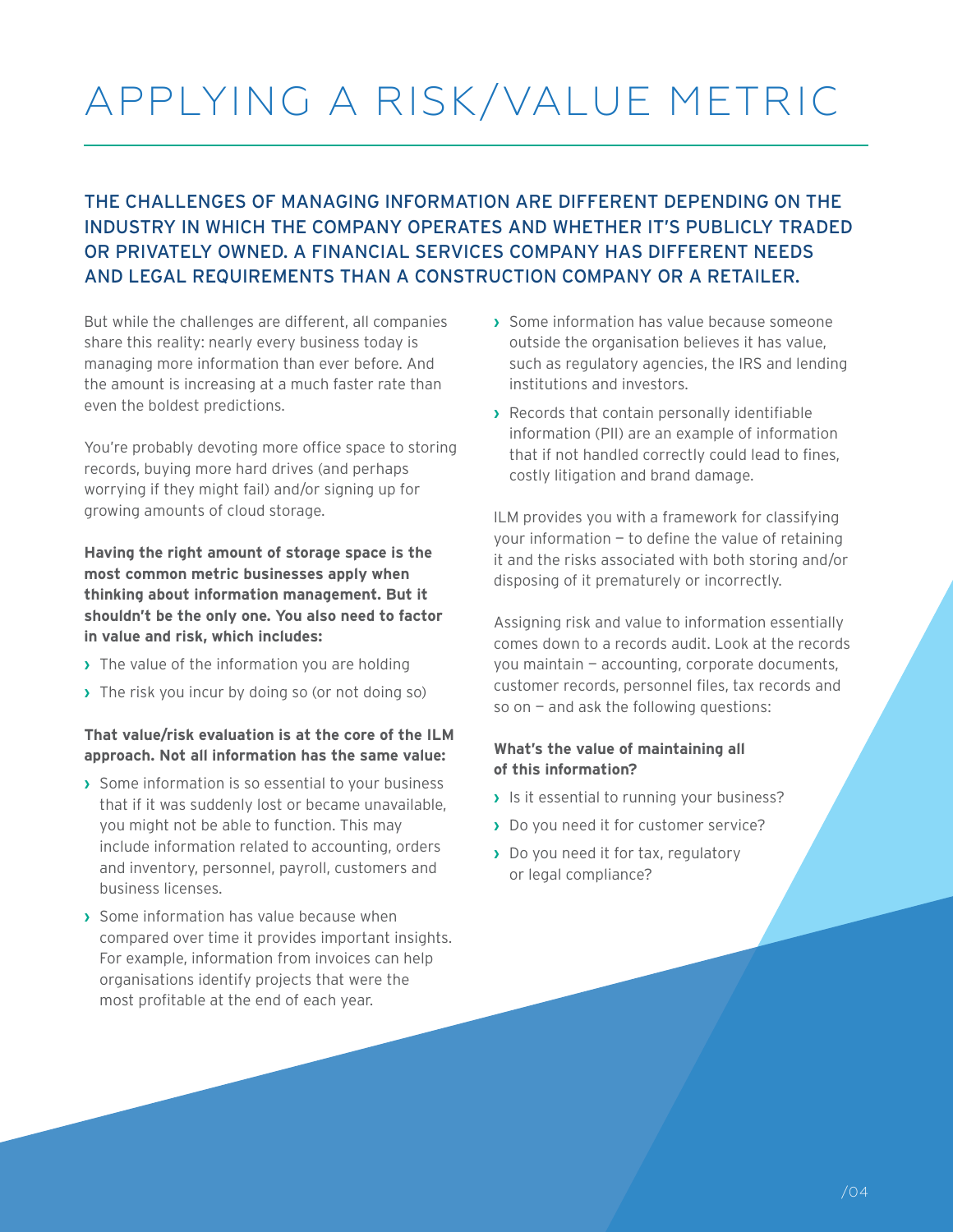# APPLYING A RISK/VALUE METRIC

## THE CHALLENGES OF MANAGING INFORMATION ARE DIFFERENT DEPENDING ON THE INDUSTRY IN WHICH THE COMPANY OPERATES AND WHETHER IT'S PUBLICLY TRADED OR PRIVATELY OWNED. A FINANCIAL SERVICES COMPANY HAS DIFFERENT NEEDS AND LEGAL REQUIREMENTS THAN A CONSTRUCTION COMPANY OR A RETAILER.

But while the challenges are different, all companies share this reality: nearly every business today is managing more information than ever before. And the amount is increasing at a much faster rate than even the boldest predictions.

You're probably devoting more office space to storing records, buying more hard drives (and perhaps worrying if they might fail) and/or signing up for growing amounts of cloud storage.

**Having the right amount of storage space is the most common metric businesses apply when thinking about information management. But it shouldn't be the only one. You also need to factor in value and risk, which includes:**

- The value of the information you are holding
- The risk you incur by doing so (or not doing so)

**That value/risk evaluation is at the core of the ILM approach. Not all information has the same value:**

- Some information is so essential to your business that if it was suddenly lost or became unavailable, you might not be able to function. This may include information related to accounting, orders and inventory, personnel, payroll, customers and business licenses.
- Some information has value because when compared over time it provides important insights. For example, information from invoices can help organisations identify projects that were the most profitable at the end of each year.
- Some information has value because someone outside the organisation believes it has value, such as regulatory agencies, the IRS and lending institutions and investors.
- Records that contain personally identifiable information (PII) are an example of information that if not handled correctly could lead to fines, costly litigation and brand damage.

ILM provides you with a framework for classifying your information — to define the value of retaining it and the risks associated with both storing and/or disposing of it prematurely or incorrectly.

Assigning risk and value to information essentially comes down to a records audit. Look at the records you maintain — accounting, corporate documents, customer records, personnel files, tax records and so on — and ask the following questions:

**What's the value of maintaining all of this information?**

- Is it essential to running your business?
- Do you need it for customer service?
- Do you need it for tax, regulatory or legal compliance?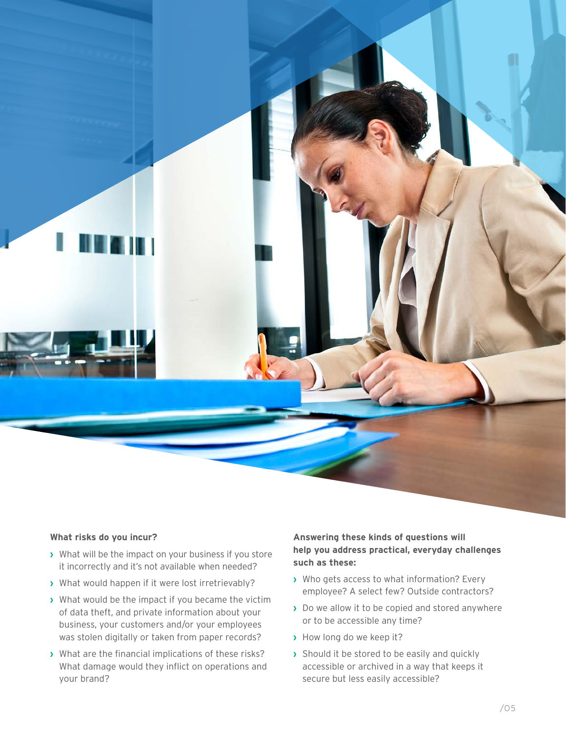**What risks do you incur?**

- What will be the impact on your business if you store it incorrectly and it's not available when needed?
- What would happen if it were lost irretrievably?
- What would be the impact if you became the victim of data theft, and private information about your business, your customers and/or your employees was stolen digitally or taken from paper records?
- What are the financial implications of these risks? What damage would they inflict on operations and your brand?

**Answering these kinds of questions will help you address practical, everyday challenges such as these:**

- Who gets access to what information? Every employee? A select few? Outside contractors?
- Do we allow it to be copied and stored anywhere or to be accessible any time?
- How long do we keep it?
- Should it be stored to be easily and quickly accessible or archived in a way that keeps it secure but less easily accessible?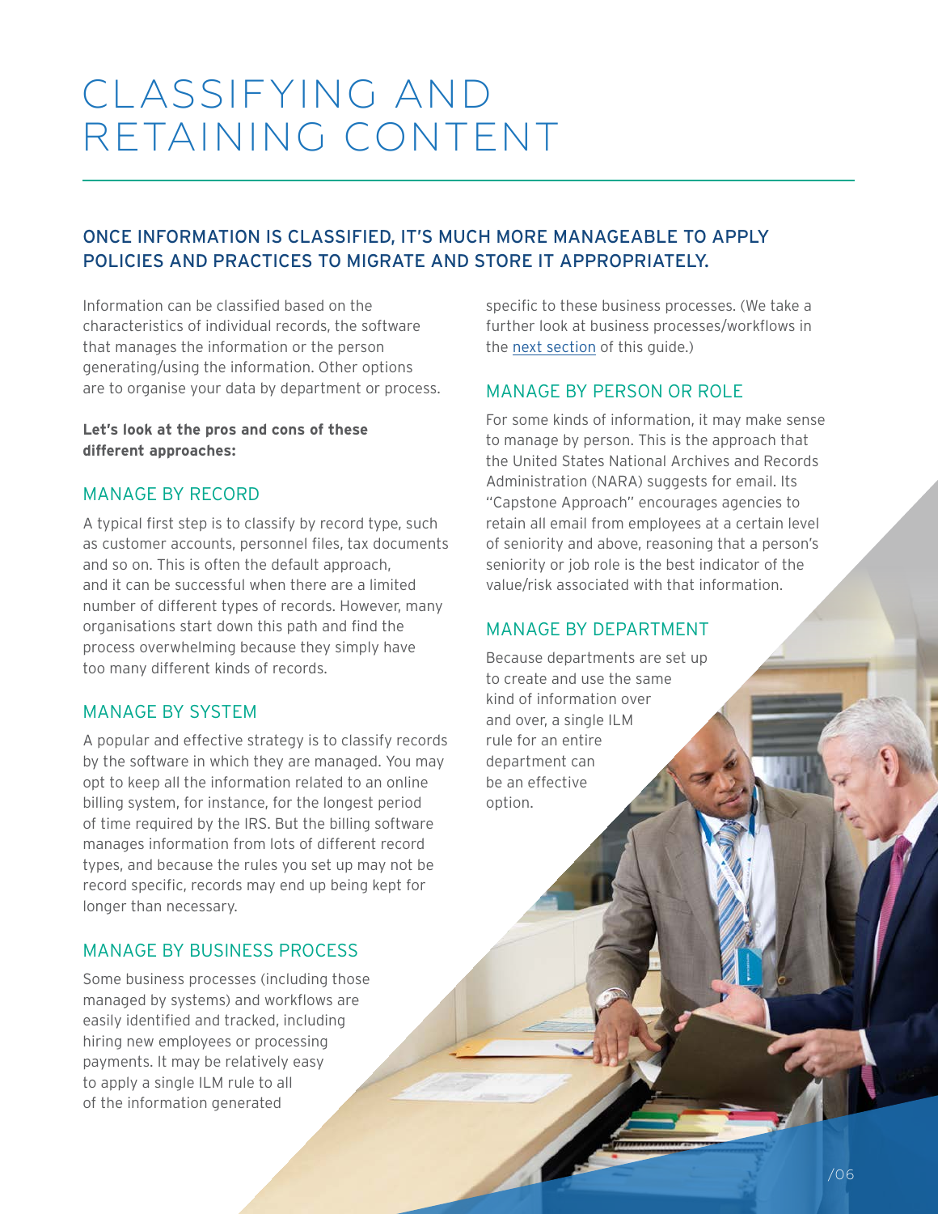# CLASSIFYING AND RETAINING CONTENT

## ONCE INFORMATION IS CLASSIFIED, IT'S MUCH MORE MANAGEABLE TO APPLY POLICIES AND PRACTICES TO MIGRATE AND STORE IT APPROPRIATELY.

Information can be classified based on the characteristics of individual records, the software that manages the information or the person generating/using the information. Other options are to organise your data by department or process.

**Let's look at the pros and cons of these different approaches:**

### MANAGE BY RECORD

A typical first step is to classify by record type, such as customer accounts, personnel files, tax documents and so on. This is often the default approach, and it can be successful when there are a limited number of different types of records. However, many organisations start down this path and find the process overwhelming because they simply have too many different kinds of records.

### MANAGE BY SYSTEM

A popular and effective strategy is to classify records by the software in which they are managed. You may opt to keep all the information related to an online billing system, for instance, for the longest period of time required by the IRS. But the billing software manages information from lots of different record types, and because the rules you set up may not be record specific, records may end up being kept for longer than necessary.

### MANAGE BY BUSINESS PROCESS

Some business processes (including those managed by systems) and workflows are easily identified and tracked, including hiring new employees or processing payments. It may be relatively easy to apply a single ILM rule to all of the information generated specific to these business processes. (We take a further look at business processes/workflows in the next section of this guide.)

### MANAGE BY PERSON OR ROLE

For some kinds of information, it may make sense to manage by person. This is the approach that the United States National Archives and Records Administration (NARA) suggests for email. Its "Capstone Approach" encourages agencies to retain all email from employees at a certain level of seniority and above, reasoning that a person's seniority or job role is the best indicator of the value/risk associated with that information.

### MANAGE BY DEPARTMENT

Because departments are set up to create and use the same kind of information over and over, a single ILM rule for an entire department can be an effective option.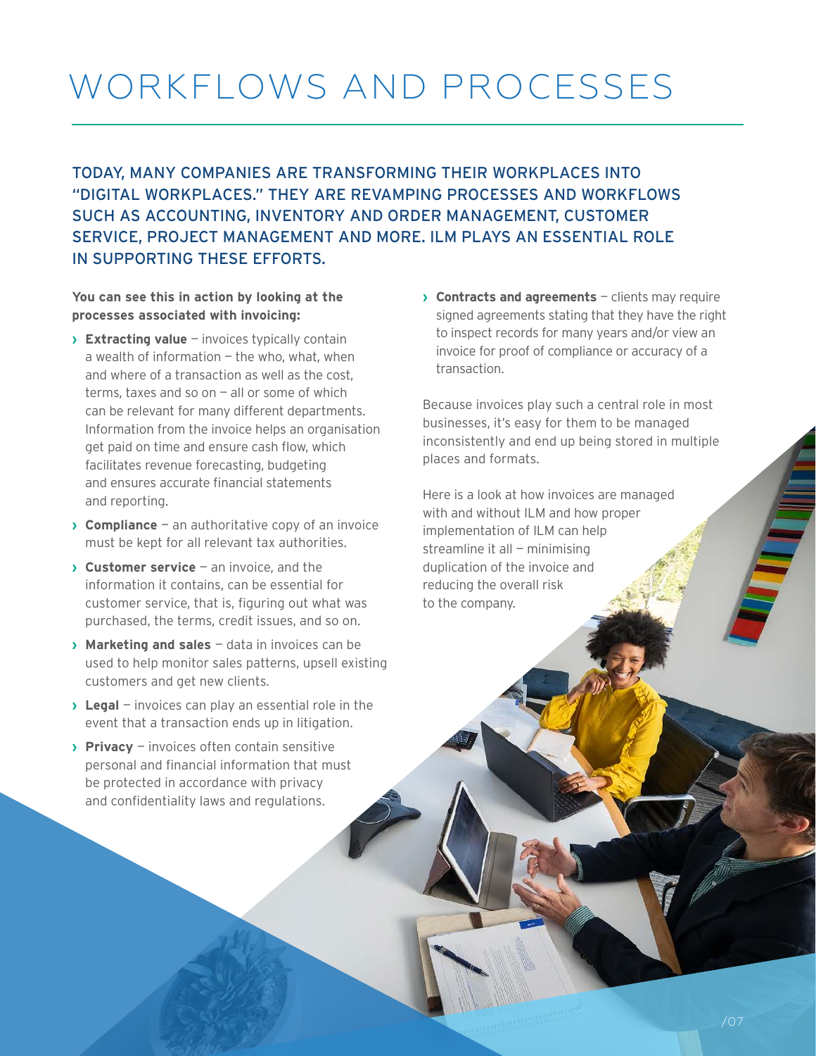# WORKFLOWS AND PROCESSES

TODAY, MANY COMPANIES ARE TRANSFORMING THEIR WORKPLACES INTO "DIGITAL WORKPLACES." THEY ARE REVAMPING PROCESSES AND WORKFLOWS SUCH AS ACCOUNTING, INVENTORY AND ORDER MANAGEMENT, CUSTOMER SERVICE, PROJECT MANAGEMENT AND MORE. ILM PLAYS AN ESSENTIAL ROLE IN SUPPORTING THESE EFFORTS.

**You can see this in action by looking at the processes associated with invoicing:**

- **Extracting value** – invoices typically contain a wealth of information – the who, what, when and where of a transaction as well as the cost, terms, taxes and so on – all or some of which can be relevant for many different departments. Information from the invoice helps an organisation get paid on time and ensure cash flow, which facilitates revenue forecasting, budgeting and ensures accurate financial statements and reporting.
- **Compliance** – an authoritative copy of an invoice must be kept for all relevant tax authorities.
- **Customer service** – an invoice, and the information it contains, can be essential for customer service, that is, figuring out what was purchased, the terms, credit issues, and so on.
- **Marketing and sales** – data in invoices can be used to help monitor sales patterns, upsell existing customers and get new clients.
- **Legal** – invoices can play an essential role in the event that a transaction ends up in litigation.
- **Privacy** – invoices often contain sensitive personal and financial information that must be protected in accordance with privacy and confidentiality laws and regulations.
- **Contracts and agreements** – clients may require signed agreements stating that they have the right to inspect records for many years and/or view an invoice for proof of compliance or accuracy of a transaction.

Because invoices play such a central role in most businesses, it's easy for them to be managed inconsistently and end up being stored in multiple places and formats.

Here is a look at how invoices are managed with and without ILM and how proper implementation of ILM can help streamline it all – minimising duplication of the invoice and reducing the overall risk to the company.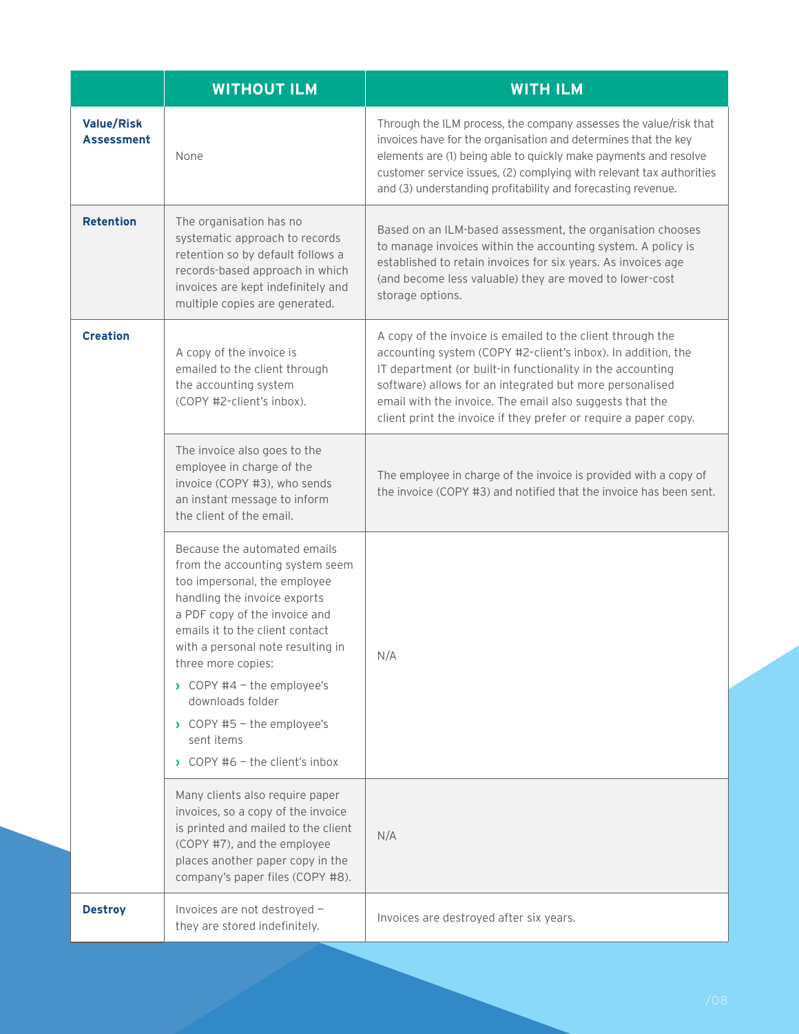| | WITHOUT ILM | WITH ILM |
|---|---|---|
| **Value/Risk Assessment** | None | Through the ILM process, the company assesses the value/risk that invoices have for the organisation and determines that the key elements are (1) being able to quickly make payments and resolve customer service issues, (2) complying with relevant tax authorities and (3) understanding profitability and forecasting revenue. |
| **Retention** | The organisation has no systematic approach to records retention so by default follows a records-based approach in which invoices are kept indefinitely and multiple copies are generated. | Based on an ILM-based assessment, the organisation chooses to manage invoices within the accounting system. A policy is established to retain invoices for six years. As invoices age (and become less valuable) they are moved to lower-cost storage options. |
| **Creation** | A copy of the invoice is emailed to the client through the accounting system (COPY #2-client's inbox). | A copy of the invoice is emailed to the client through the accounting system (COPY #2-client's inbox). In addition, the IT department (or built-in functionality in the accounting software) allows for an integrated but more personalised email with the invoice. The email also suggests that the client print the invoice if they prefer or require a paper copy. |
| | The invoice also goes to the employee in charge of the invoice (COPY #3), who sends an instant message to inform the client of the email. | The employee in charge of the invoice is provided with a copy of the invoice (COPY #3) and notified that the invoice has been sent. |
| | Because the automated emails from the accounting system seem too impersonal, the employee handling the invoice exports a PDF copy of the invoice and emails it to the client contact with a personal note resulting in three more copies:<br>› COPY #4 – the employee's downloads folder<br>› COPY #5 – the employee's sent items<br>› COPY #6 – the client's inbox | N/A |
| | Many clients also require paper invoices, so a copy of the invoice is printed and mailed to the client (COPY #7), and the employee places another paper copy in the company's paper files (COPY #8). | N/A |
| **Destroy** | Invoices are not destroyed – they are stored indefinitely. | Invoices are destroyed after six years. |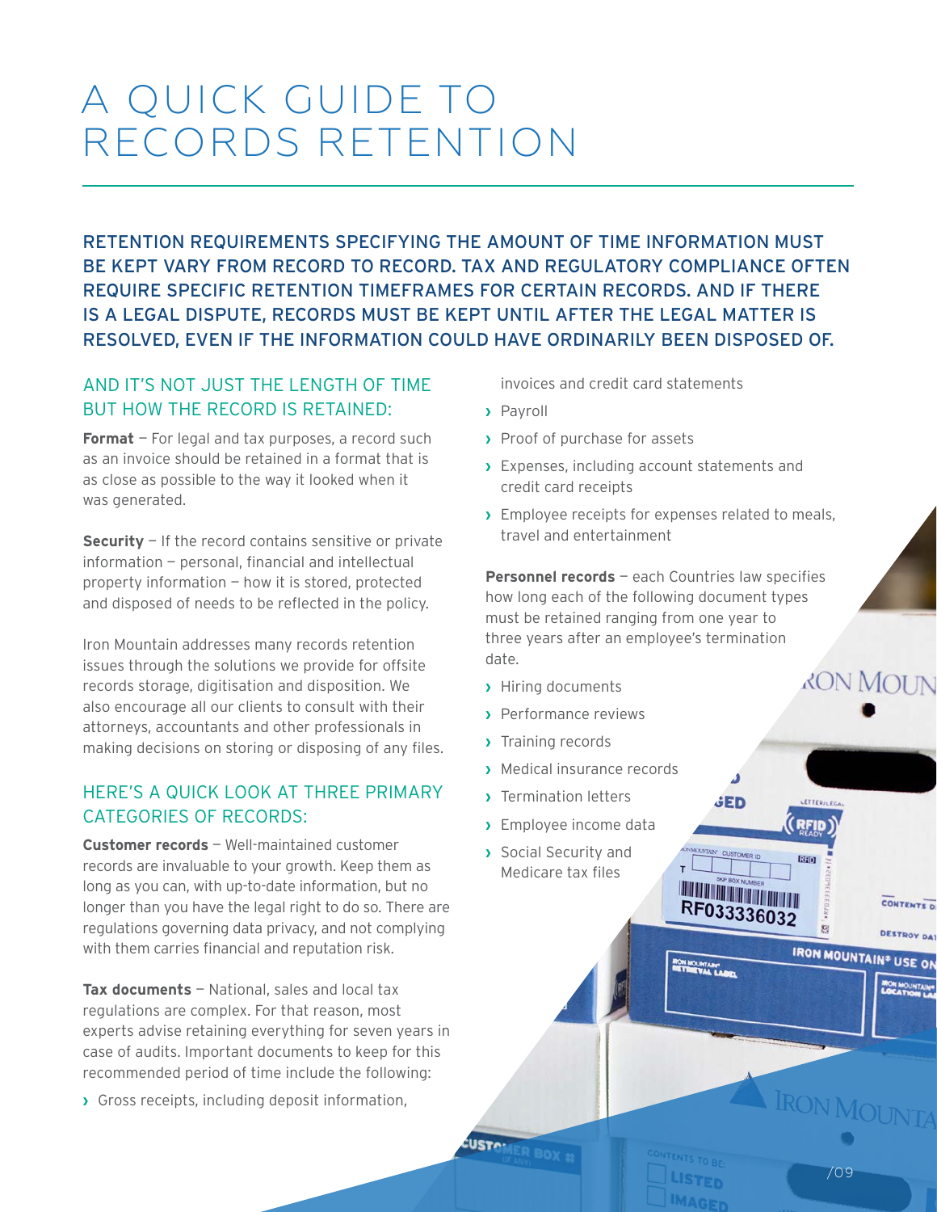# A QUICK GUIDE TO RECORDS RETENTION

RETENTION REQUIREMENTS SPECIFYING THE AMOUNT OF TIME INFORMATION MUST BE KEPT VARY FROM RECORD TO RECORD. TAX AND REGULATORY COMPLIANCE OFTEN REQUIRE SPECIFIC RETENTION TIMEFRAMES FOR CERTAIN RECORDS. AND IF THERE IS A LEGAL DISPUTE, RECORDS MUST BE KEPT UNTIL AFTER THE LEGAL MATTER IS RESOLVED, EVEN IF THE INFORMATION COULD HAVE ORDINARILY BEEN DISPOSED OF.

## AND IT'S NOT JUST THE LENGTH OF TIME BUT HOW THE RECORD IS RETAINED:

**Format** – For legal and tax purposes, a record such as an invoice should be retained in a format that is as close as possible to the way it looked when it was generated.

**Security** – If the record contains sensitive or private information – personal, financial and intellectual property information – how it is stored, protected and disposed of needs to be reflected in the policy.

Iron Mountain addresses many records retention issues through the solutions we provide for offsite records storage, digitisation and disposition. We also encourage all our clients to consult with their attorneys, accountants and other professionals in making decisions on storing or disposing of any files.

## HERE'S A QUICK LOOK AT THREE PRIMARY CATEGORIES OF RECORDS:

**Customer records** – Well-maintained customer records are invaluable to your growth. Keep them as long as you can, with up-to-date information, but no longer than you have the legal right to do so. There are regulations governing data privacy, and not complying with them carries financial and reputation risk.

**Tax documents** – National, sales and local tax regulations are complex. For that reason, most experts advise retaining everything for seven years in case of audits. Important documents to keep for this recommended period of time include the following:

- Gross receipts, including deposit information, invoices and credit card statements
- Payroll
- Proof of purchase for assets
- Expenses, including account statements and credit card receipts
- Employee receipts for expenses related to meals, travel and entertainment

**Personnel records** – each Countries law specifies how long each of the following document types must be retained ranging from one year to three years after an employee's termination date.

- Hiring documents
- Performance reviews
- Training records
- Medical insurance records
- Termination letters
- Employee income data
- Social Security and Medicare tax files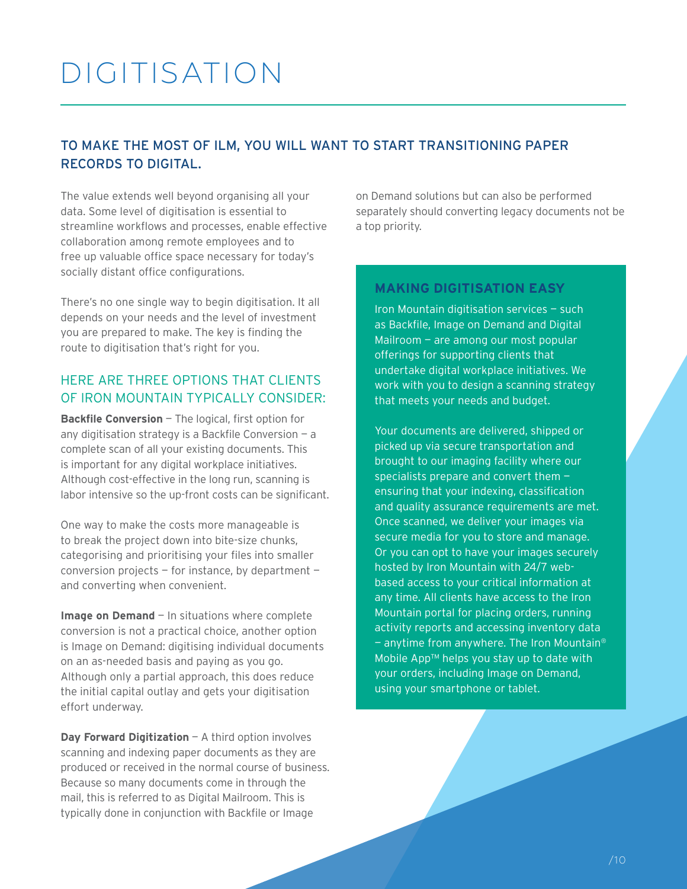# DIGITISATION

## TO MAKE THE MOST OF ILM, YOU WILL WANT TO START TRANSITIONING PAPER RECORDS TO DIGITAL.

The value extends well beyond organising all your data. Some level of digitisation is essential to streamline workflows and processes, enable effective collaboration among remote employees and to free up valuable office space necessary for today's socially distant office configurations.

There's no one single way to begin digitisation. It all depends on your needs and the level of investment you are prepared to make. The key is finding the route to digitisation that's right for you.

### HERE ARE THREE OPTIONS THAT CLIENTS OF IRON MOUNTAIN TYPICALLY CONSIDER:

**Backfile Conversion** — The logical, first option for any digitisation strategy is a Backfile Conversion — a complete scan of all your existing documents. This is important for any digital workplace initiatives. Although cost-effective in the long run, scanning is labor intensive so the up-front costs can be significant.

One way to make the costs more manageable is to break the project down into bite-size chunks, categorising and prioritising your files into smaller conversion projects — for instance, by department — and converting when convenient.

**Image on Demand** — In situations where complete conversion is not a practical choice, another option is Image on Demand: digitising individual documents on an as-needed basis and paying as you go. Although only a partial approach, this does reduce the initial capital outlay and gets your digitisation effort underway.

**Day Forward Digitization** — A third option involves scanning and indexing paper documents as they are produced or received in the normal course of business. Because so many documents come in through the mail, this is referred to as Digital Mailroom. This is typically done in conjunction with Backfile or Image on Demand solutions but can also be performed separately should converting legacy documents not be a top priority.

### MAKING DIGITISATION EASY

Iron Mountain digitisation services — such as Backfile, Image on Demand and Digital Mailroom — are among our most popular offerings for supporting clients that undertake digital workplace initiatives. We work with you to design a scanning strategy that meets your needs and budget.

Your documents are delivered, shipped or picked up via secure transportation and brought to our imaging facility where our specialists prepare and convert them — ensuring that your indexing, classification and quality assurance requirements are met. Once scanned, we deliver your images via secure media for you to store and manage. Or you can opt to have your images securely hosted by Iron Mountain with 24/7 web-based access to your critical information at any time. All clients have access to the Iron Mountain portal for placing orders, running activity reports and accessing inventory data — anytime from anywhere. The Iron Mountain® Mobile App™ helps you stay up to date with your orders, including Image on Demand, using your smartphone or tablet.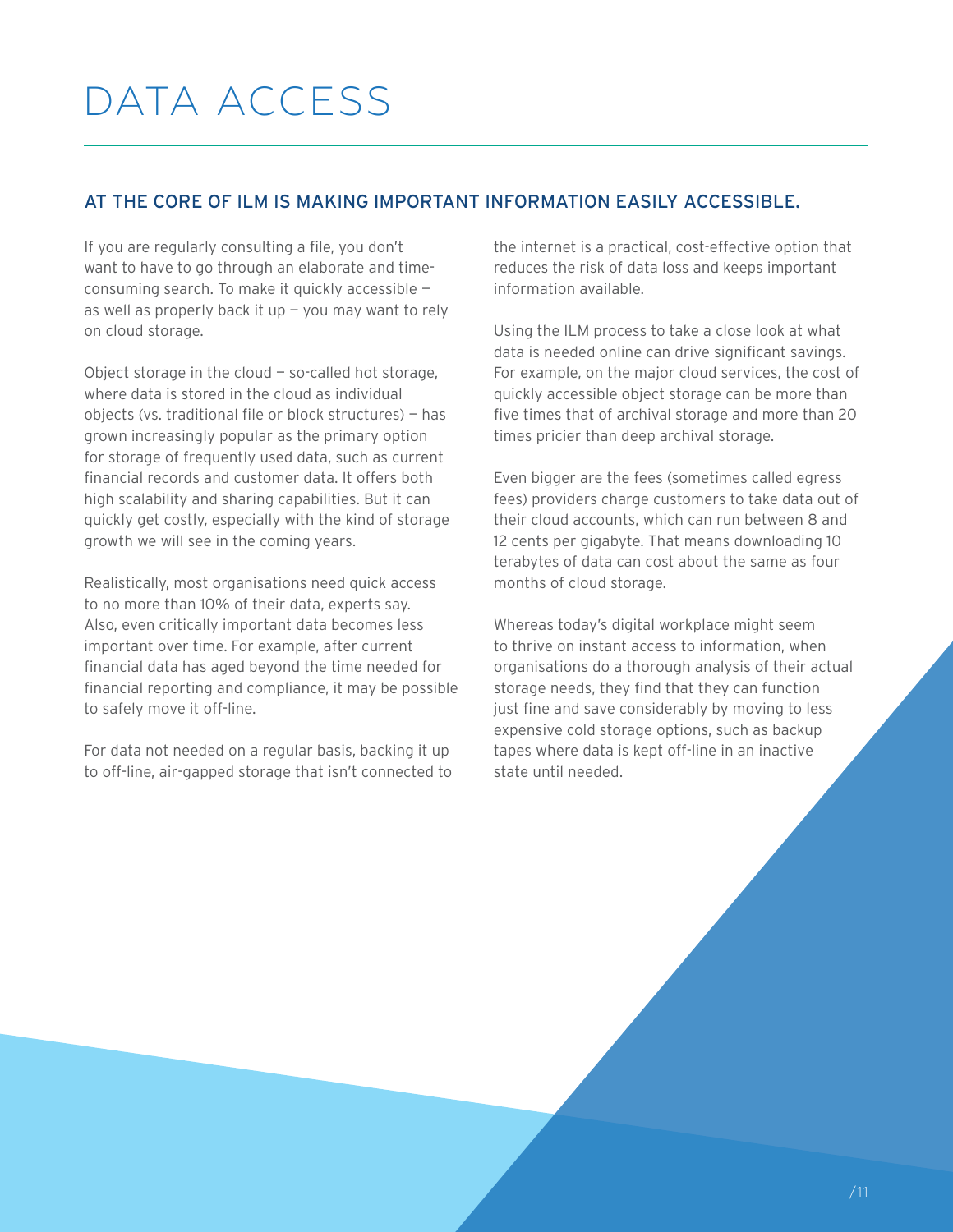# DATA ACCESS

## AT THE CORE OF ILM IS MAKING IMPORTANT INFORMATION EASILY ACCESSIBLE.

If you are regularly consulting a file, you don't want to have to go through an elaborate and time-consuming search. To make it quickly accessible — as well as properly back it up — you may want to rely on cloud storage.

Object storage in the cloud — so-called hot storage, where data is stored in the cloud as individual objects (vs. traditional file or block structures) — has grown increasingly popular as the primary option for storage of frequently used data, such as current financial records and customer data. It offers both high scalability and sharing capabilities. But it can quickly get costly, especially with the kind of storage growth we will see in the coming years.

Realistically, most organisations need quick access to no more than 10% of their data, experts say. Also, even critically important data becomes less important over time. For example, after current financial data has aged beyond the time needed for financial reporting and compliance, it may be possible to safely move it off-line.

For data not needed on a regular basis, backing it up to off-line, air-gapped storage that isn't connected to the internet is a practical, cost-effective option that reduces the risk of data loss and keeps important information available.

Using the ILM process to take a close look at what data is needed online can drive significant savings. For example, on the major cloud services, the cost of quickly accessible object storage can be more than five times that of archival storage and more than 20 times pricier than deep archival storage.

Even bigger are the fees (sometimes called egress fees) providers charge customers to take data out of their cloud accounts, which can run between 8 and 12 cents per gigabyte. That means downloading 10 terabytes of data can cost about the same as four months of cloud storage.

Whereas today's digital workplace might seem to thrive on instant access to information, when organisations do a thorough analysis of their actual storage needs, they find that they can function just fine and save considerably by moving to less expensive cold storage options, such as backup tapes where data is kept off-line in an inactive state until needed.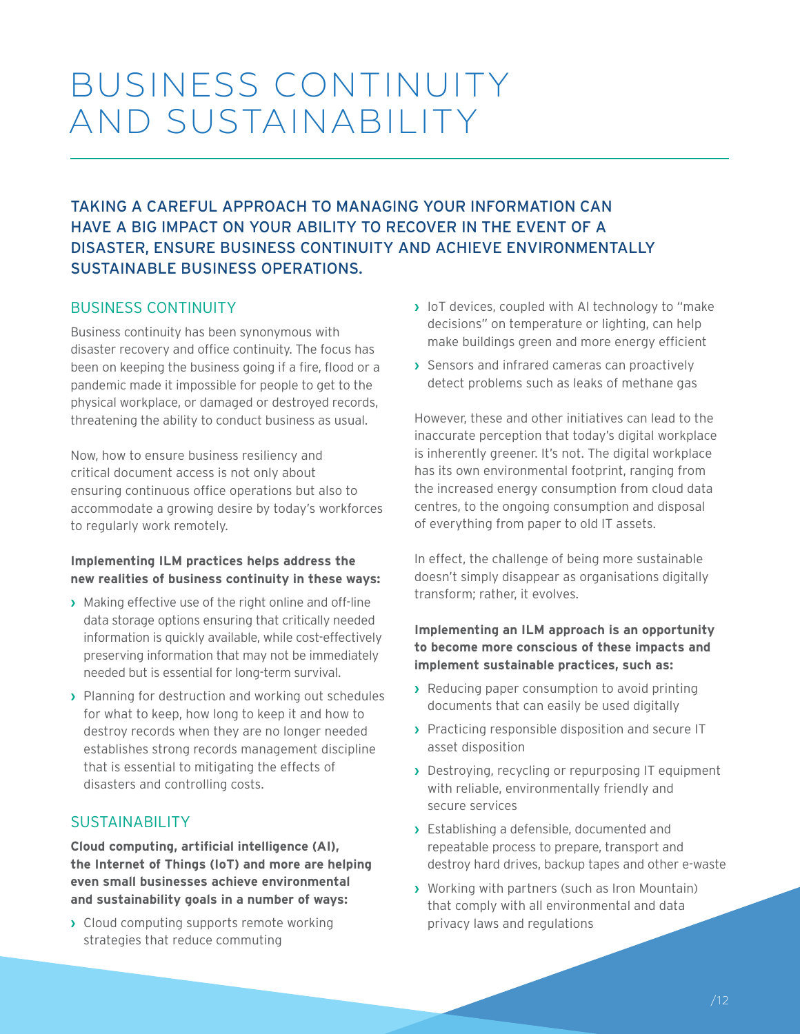# BUSINESS CONTINUITY AND SUSTAINABILITY

## TAKING A CAREFUL APPROACH TO MANAGING YOUR INFORMATION CAN HAVE A BIG IMPACT ON YOUR ABILITY TO RECOVER IN THE EVENT OF A DISASTER, ENSURE BUSINESS CONTINUITY AND ACHIEVE ENVIRONMENTALLY SUSTAINABLE BUSINESS OPERATIONS.

### BUSINESS CONTINUITY

Business continuity has been synonymous with disaster recovery and office continuity. The focus has been on keeping the business going if a fire, flood or a pandemic made it impossible for people to get to the physical workplace, or damaged or destroyed records, threatening the ability to conduct business as usual.

Now, how to ensure business resiliency and critical document access is not only about ensuring continuous office operations but also to accommodate a growing desire by today's workforces to regularly work remotely.

**Implementing ILM practices helps address the new realities of business continuity in these ways:**

- Making effective use of the right online and off-line data storage options ensuring that critically needed information is quickly available, while cost-effectively preserving information that may not be immediately needed but is essential for long-term survival.
- Planning for destruction and working out schedules for what to keep, how long to keep it and how to destroy records when they are no longer needed establishes strong records management discipline that is essential to mitigating the effects of disasters and controlling costs.

### SUSTAINABILITY

**Cloud computing, artificial intelligence (AI), the Internet of Things (IoT) and more are helping even small businesses achieve environmental and sustainability goals in a number of ways:**

- Cloud computing supports remote working strategies that reduce commuting
- IoT devices, coupled with AI technology to "make decisions" on temperature or lighting, can help make buildings green and more energy efficient
- Sensors and infrared cameras can proactively detect problems such as leaks of methane gas

However, these and other initiatives can lead to the inaccurate perception that today's digital workplace is inherently greener. It's not. The digital workplace has its own environmental footprint, ranging from the increased energy consumption from cloud data centres, to the ongoing consumption and disposal of everything from paper to old IT assets.

In effect, the challenge of being more sustainable doesn't simply disappear as organisations digitally transform; rather, it evolves.

**Implementing an ILM approach is an opportunity to become more conscious of these impacts and implement sustainable practices, such as:**

- Reducing paper consumption to avoid printing documents that can easily be used digitally
- Practicing responsible disposition and secure IT asset disposition
- Destroying, recycling or repurposing IT equipment with reliable, environmentally friendly and secure services
- Establishing a defensible, documented and repeatable process to prepare, transport and destroy hard drives, backup tapes and other e-waste
- Working with partners (such as Iron Mountain) that comply with all environmental and data privacy laws and regulations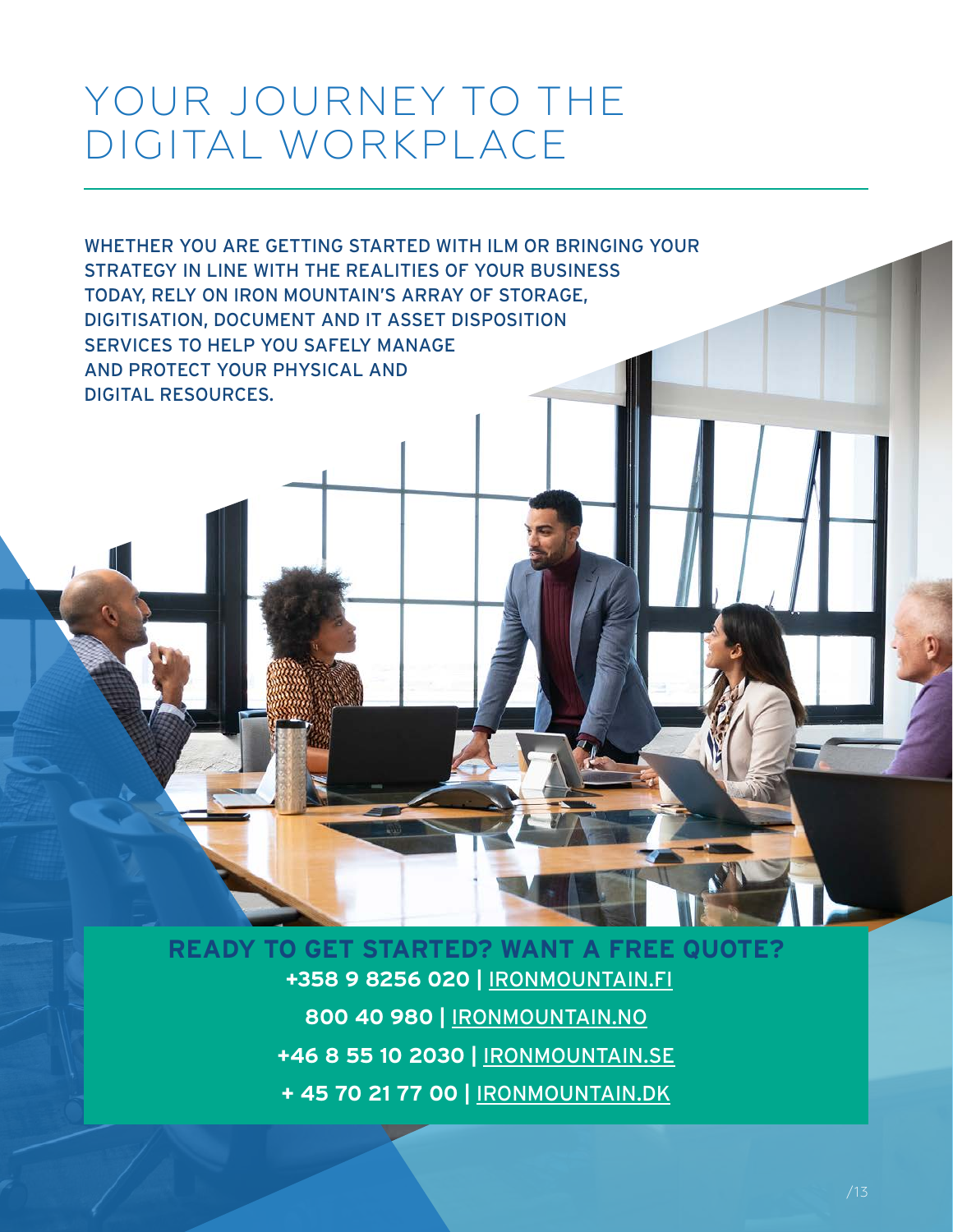# YOUR JOURNEY TO THE DIGITAL WORKPLACE

WHETHER YOU ARE GETTING STARTED WITH ILM OR BRINGING YOUR STRATEGY IN LINE WITH THE REALITIES OF YOUR BUSINESS TODAY, RELY ON IRON MOUNTAIN'S ARRAY OF STORAGE, DIGITISATION, DOCUMENT AND IT ASSET DISPOSITION SERVICES TO HELP YOU SAFELY MANAGE AND PROTECT YOUR PHYSICAL AND DIGITAL RESOURCES.

## READY TO GET STARTED? WANT A FREE QUOTE?

**+358 9 8256 020 |** IRONMOUNTAIN.FI

**800 40 980 |** IRONMOUNTAIN.NO

**+46 8 55 10 2030 |** IRONMOUNTAIN.SE

**+ 45 70 21 77 00 |** IRONMOUNTAIN.DK